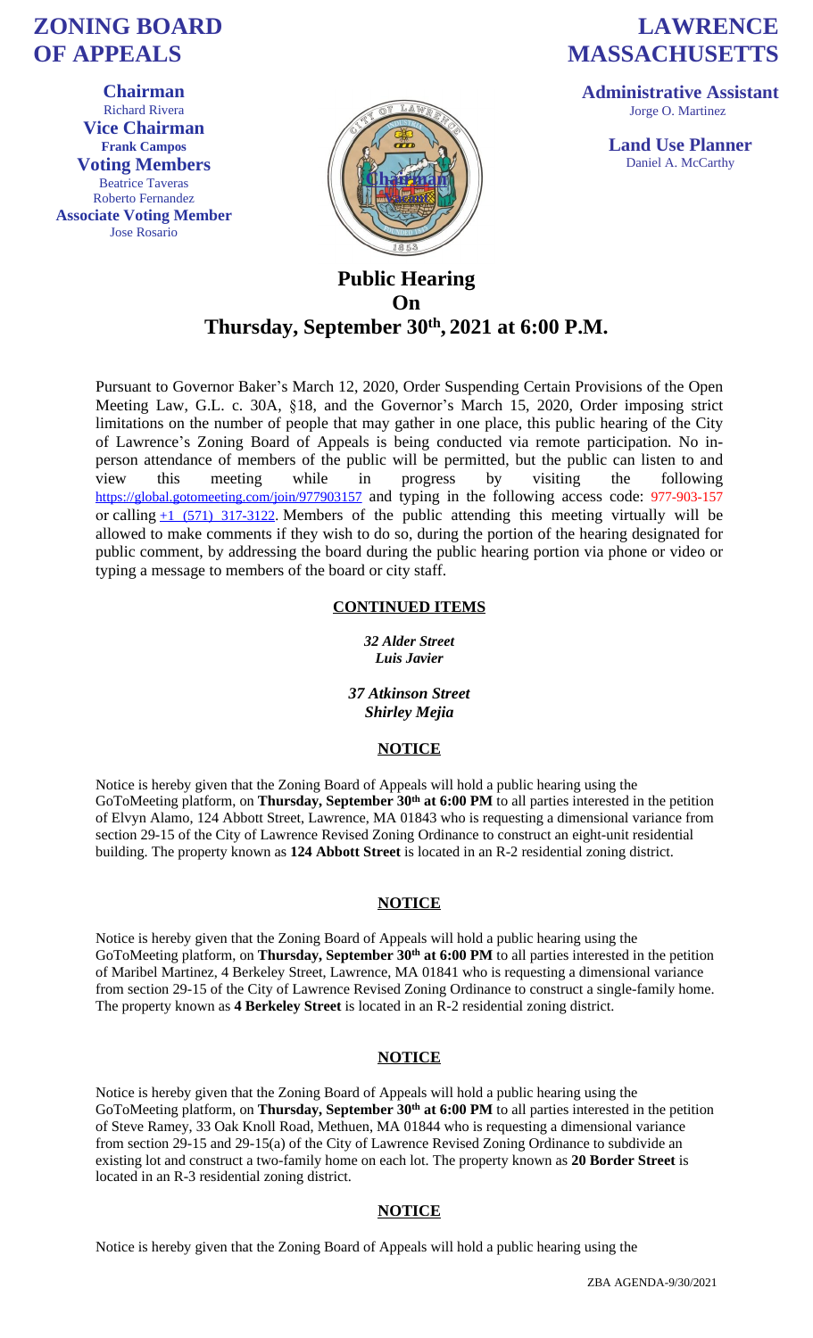# ZONING BOARD OF APPEALS

# LAWRENCE MASSACHUSETTS

**Chairman**
Richard Rivera
**Vice Chairman**
**Frank Campos**
**Voting Members**
Beatrice Taveras
Roberto Fernandez
**Associate Voting Member**
Jose Rosario

**Administrative Assistant**
Jorge O. Martinez

**Land Use Planner**
Daniel A. McCarthy

## Public Hearing On Thursday, September 30th, 2021 at 6:00 P.M.

Pursuant to Governor Baker's March 12, 2020, Order Suspending Certain Provisions of the Open Meeting Law, G.L. c. 30A, §18, and the Governor's March 15, 2020, Order imposing strict limitations on the number of people that may gather in one place, this public hearing of the City of Lawrence's Zoning Board of Appeals is being conducted via remote participation. No in-person attendance of members of the public will be permitted, but the public can listen to and view this meeting while in progress by visiting the following https://global.gotomeeting.com/join/977903157 and typing in the following access code: 977-903-157 or calling +1 (571) 317-3122. Members of the public attending this meeting virtually will be allowed to make comments if they wish to do so, during the portion of the hearing designated for public comment, by addressing the board during the public hearing portion via phone or video or typing a message to members of the board or city staff.

### CONTINUED ITEMS

***32 Alder Street***
***Luis Javier***

***37 Atkinson Street***
***Shirley Mejia***

### NOTICE

Notice is hereby given that the Zoning Board of Appeals will hold a public hearing using the GoToMeeting platform, on **Thursday, September 30th at 6:00 PM** to all parties interested in the petition of Elvyn Alamo, 124 Abbott Street, Lawrence, MA 01843 who is requesting a dimensional variance from section 29-15 of the City of Lawrence Revised Zoning Ordinance to construct an eight-unit residential building. The property known as **124 Abbott Street** is located in an R-2 residential zoning district.

### NOTICE

Notice is hereby given that the Zoning Board of Appeals will hold a public hearing using the GoToMeeting platform, on **Thursday, September 30th at 6:00 PM** to all parties interested in the petition of Maribel Martinez, 4 Berkeley Street, Lawrence, MA 01841 who is requesting a dimensional variance from section 29-15 of the City of Lawrence Revised Zoning Ordinance to construct a single-family home. The property known as **4 Berkeley Street** is located in an R-2 residential zoning district.

### NOTICE

Notice is hereby given that the Zoning Board of Appeals will hold a public hearing using the GoToMeeting platform, on **Thursday, September 30th at 6:00 PM** to all parties interested in the petition of Steve Ramey, 33 Oak Knoll Road, Methuen, MA 01844 who is requesting a dimensional variance from section 29-15 and 29-15(a) of the City of Lawrence Revised Zoning Ordinance to subdivide an existing lot and construct a two-family home on each lot. The property known as **20 Border Street** is located in an R-3 residential zoning district.

### NOTICE

Notice is hereby given that the Zoning Board of Appeals will hold a public hearing using the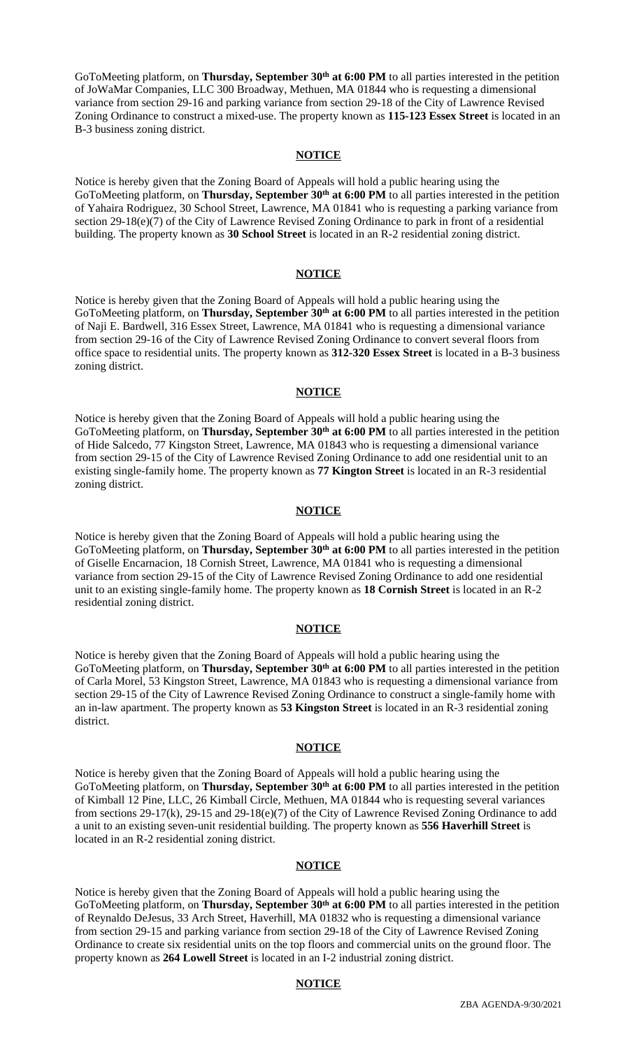GoToMeeting platform, on **Thursday, September 30th at 6:00 PM** to all parties interested in the petition of JoWaMar Companies, LLC 300 Broadway, Methuen, MA 01844 who is requesting a dimensional variance from section 29-16 and parking variance from section 29-18 of the City of Lawrence Revised Zoning Ordinance to construct a mixed-use. The property known as **115-123 Essex Street** is located in an B-3 business zoning district.

**NOTICE**

Notice is hereby given that the Zoning Board of Appeals will hold a public hearing using the GoToMeeting platform, on **Thursday, September 30th at 6:00 PM** to all parties interested in the petition of Yahaira Rodriguez, 30 School Street, Lawrence, MA 01841 who is requesting a parking variance from section 29-18(e)(7) of the City of Lawrence Revised Zoning Ordinance to park in front of a residential building. The property known as **30 School Street** is located in an R-2 residential zoning district.

**NOTICE**

Notice is hereby given that the Zoning Board of Appeals will hold a public hearing using the GoToMeeting platform, on **Thursday, September 30th at 6:00 PM** to all parties interested in the petition of Naji E. Bardwell, 316 Essex Street, Lawrence, MA 01841 who is requesting a dimensional variance from section 29-16 of the City of Lawrence Revised Zoning Ordinance to convert several floors from office space to residential units. The property known as **312-320 Essex Street** is located in a B-3 business zoning district.

**NOTICE**

Notice is hereby given that the Zoning Board of Appeals will hold a public hearing using the GoToMeeting platform, on **Thursday, September 30th at 6:00 PM** to all parties interested in the petition of Hide Salcedo, 77 Kingston Street, Lawrence, MA 01843 who is requesting a dimensional variance from section 29-15 of the City of Lawrence Revised Zoning Ordinance to add one residential unit to an existing single-family home. The property known as **77 Kington Street** is located in an R-3 residential zoning district.

**NOTICE**

Notice is hereby given that the Zoning Board of Appeals will hold a public hearing using the GoToMeeting platform, on **Thursday, September 30th at 6:00 PM** to all parties interested in the petition of Giselle Encarnacion, 18 Cornish Street, Lawrence, MA 01841 who is requesting a dimensional variance from section 29-15 of the City of Lawrence Revised Zoning Ordinance to add one residential unit to an existing single-family home. The property known as **18 Cornish Street** is located in an R-2 residential zoning district.

**NOTICE**

Notice is hereby given that the Zoning Board of Appeals will hold a public hearing using the GoToMeeting platform, on **Thursday, September 30th at 6:00 PM** to all parties interested in the petition of Carla Morel, 53 Kingston Street, Lawrence, MA 01843 who is requesting a dimensional variance from section 29-15 of the City of Lawrence Revised Zoning Ordinance to construct a single-family home with an in-law apartment. The property known as **53 Kingston Street** is located in an R-3 residential zoning district.

**NOTICE**

Notice is hereby given that the Zoning Board of Appeals will hold a public hearing using the GoToMeeting platform, on **Thursday, September 30th at 6:00 PM** to all parties interested in the petition of Kimball 12 Pine, LLC, 26 Kimball Circle, Methuen, MA 01844 who is requesting several variances from sections 29-17(k), 29-15 and 29-18(e)(7) of the City of Lawrence Revised Zoning Ordinance to add a unit to an existing seven-unit residential building. The property known as **556 Haverhill Street** is located in an R-2 residential zoning district.

**NOTICE**

Notice is hereby given that the Zoning Board of Appeals will hold a public hearing using the GoToMeeting platform, on **Thursday, September 30th at 6:00 PM** to all parties interested in the petition of Reynaldo DeJesus, 33 Arch Street, Haverhill, MA 01832 who is requesting a dimensional variance from section 29-15 and parking variance from section 29-18 of the City of Lawrence Revised Zoning Ordinance to create six residential units on the top floors and commercial units on the ground floor. The property known as **264 Lowell Street** is located in an I-2 industrial zoning district.

**NOTICE**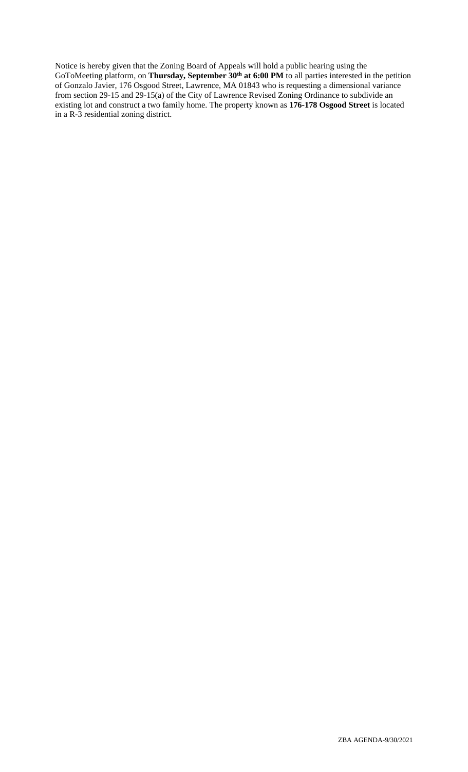Notice is hereby given that the Zoning Board of Appeals will hold a public hearing using the GoToMeeting platform, on **Thursday, September 30th at 6:00 PM** to all parties interested in the petition of Gonzalo Javier, 176 Osgood Street, Lawrence, MA 01843 who is requesting a dimensional variance from section 29-15 and 29-15(a) of the City of Lawrence Revised Zoning Ordinance to subdivide an existing lot and construct a two family home. The property known as **176-178 Osgood Street** is located in a R-3 residential zoning district.